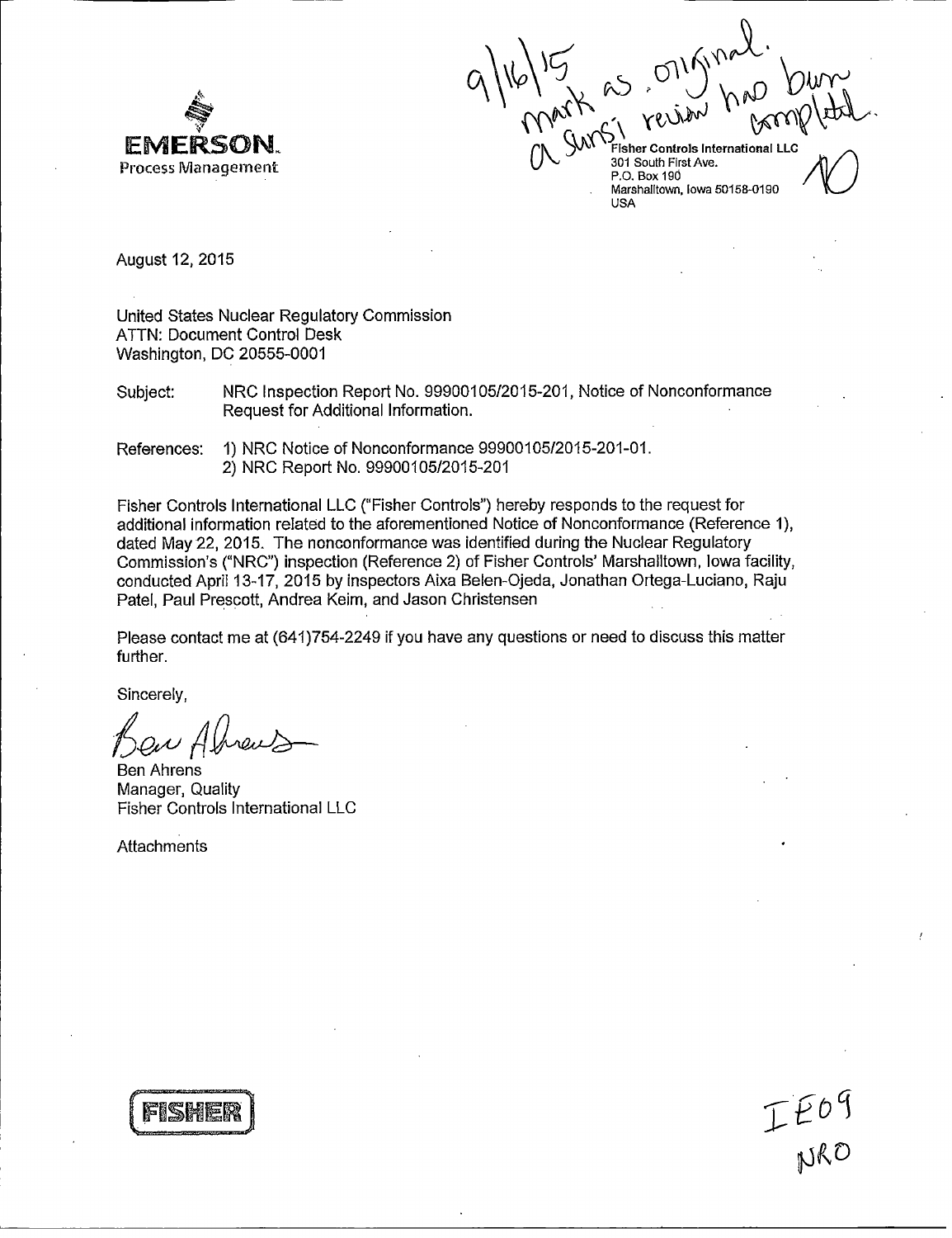9/16/15 mark as original. a SUNSI review has been completed. AD

EMERSON. Process Management

Fisher Controls International LLC
301 South First Ave.
P.O. Box 190
Marshalltown, Iowa 50158-0190
USA

August 12, 2015

United States Nuclear Regulatory Commission
ATTN: Document Control Desk
Washington, DC 20555-0001

Subject: NRC Inspection Report No. 99900105/2015-201, Notice of Nonconformance Request for Additional Information.

References: 1) NRC Notice of Nonconformance 99900105/2015-201-01.
2) NRC Report No. 99900105/2015-201

Fisher Controls International LLC ("Fisher Controls") hereby responds to the request for additional information related to the aforementioned Notice of Nonconformance (Reference 1), dated May 22, 2015. The nonconformance was identified during the Nuclear Regulatory Commission's ("NRC") inspection (Reference 2) of Fisher Controls' Marshalltown, Iowa facility, conducted April 13-17, 2015 by inspectors Aixa Belen-Ojeda, Jonathan Ortega-Luciano, Raju Patel, Paul Prescott, Andrea Keim, and Jason Christensen

Please contact me at (641)754-2249 if you have any questions or need to discuss this matter further.

Sincerely,

Ben Ahrens

Ben Ahrens
Manager, Quality
Fisher Controls International LLC

Attachments

FISHER

IE09
NRO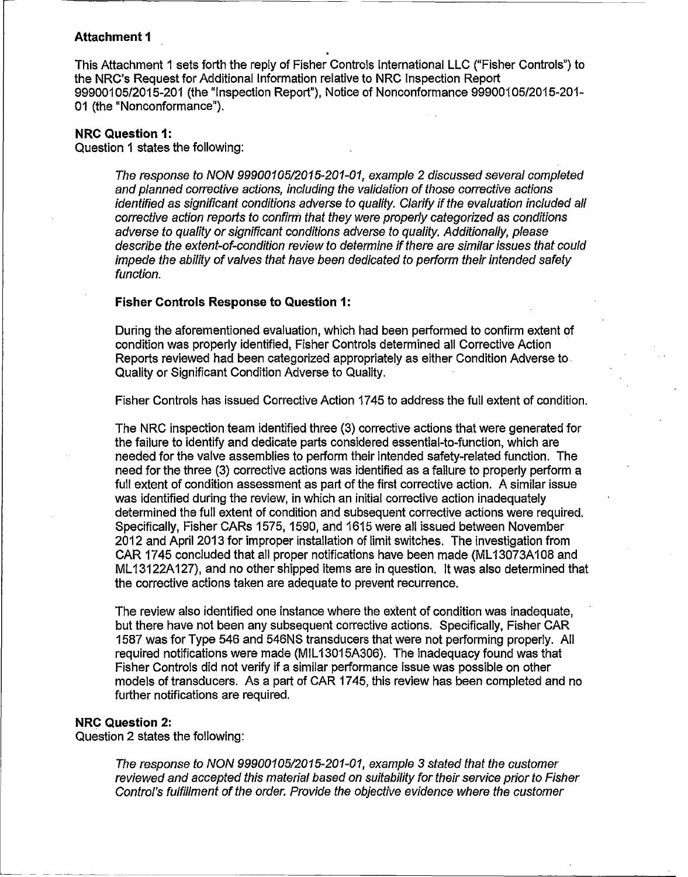**Attachment 1**

This Attachment 1 sets forth the reply of Fisher Controls International LLC ("Fisher Controls") to the NRC's Request for Additional Information relative to NRC Inspection Report 99900105/2015-201 (the "Inspection Report"), Notice of Nonconformance 99900105/2015-201-01 (the "Nonconformance").

**NRC Question 1:**
Question 1 states the following:

> *The response to NON 99900105/2015-201-01, example 2 discussed several completed and planned corrective actions, including the validation of those corrective actions identified as significant conditions adverse to quality. Clarify if the evaluation included all corrective action reports to confirm that they were properly categorized as conditions adverse to quality or significant conditions adverse to quality. Additionally, please describe the extent-of-condition review to determine if there are similar issues that could impede the ability of valves that have been dedicated to perform their intended safety function.*

**Fisher Controls Response to Question 1:**

During the aforementioned evaluation, which had been performed to confirm extent of condition was properly identified, Fisher Controls determined all Corrective Action Reports reviewed had been categorized appropriately as either Condition Adverse to Quality or Significant Condition Adverse to Quality.

Fisher Controls has issued Corrective Action 1745 to address the full extent of condition.

The NRC inspection team identified three (3) corrective actions that were generated for the failure to identify and dedicate parts considered essential-to-function, which are needed for the valve assemblies to perform their intended safety-related function. The need for the three (3) corrective actions was identified as a failure to properly perform a full extent of condition assessment as part of the first corrective action. A similar issue was identified during the review, in which an initial corrective action inadequately determined the full extent of condition and subsequent corrective actions were required. Specifically, Fisher CARs 1575, 1590, and 1615 were all issued between November 2012 and April 2013 for improper installation of limit switches. The investigation from CAR 1745 concluded that all proper notifications have been made (ML13073A108 and ML13122A127), and no other shipped items are in question. It was also determined that the corrective actions taken are adequate to prevent recurrence.

The review also identified one instance where the extent of condition was inadequate, but there have not been any subsequent corrective actions. Specifically, Fisher CAR 1587 was for Type 546 and 546NS transducers that were not performing properly. All required notifications were made (MIL13015A306). The inadequacy found was that Fisher Controls did not verify if a similar performance issue was possible on other models of transducers. As a part of CAR 1745, this review has been completed and no further notifications are required.

**NRC Question 2:**
Question 2 states the following:

> *The response to NON 99900105/2015-201-01, example 3 stated that the customer reviewed and accepted this material based on suitability for their service prior to Fisher Control's fulfillment of the order. Provide the objective evidence where the customer*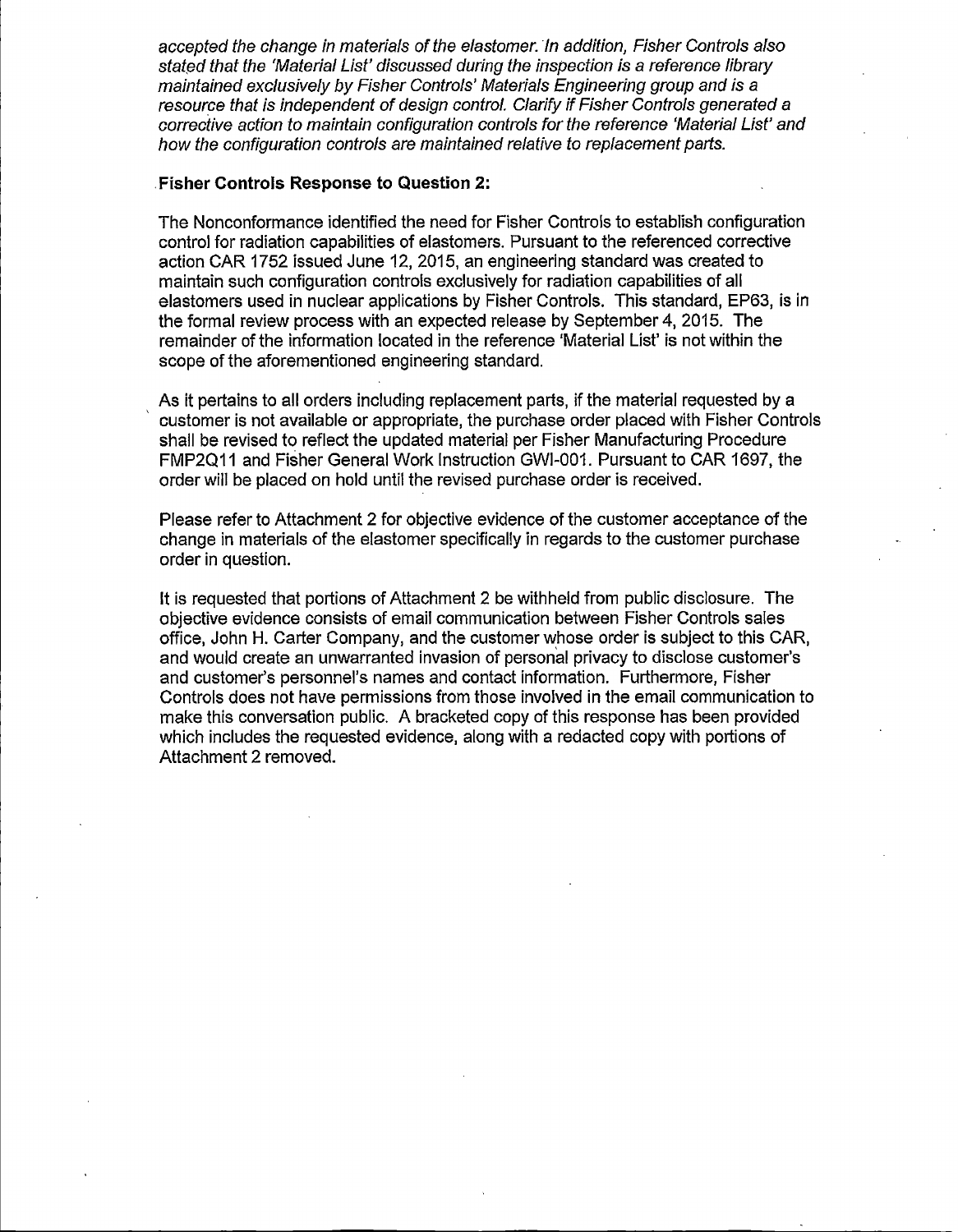*accepted the change in materials of the elastomer. In addition, Fisher Controls also stated that the 'Material List' discussed during the inspection is a reference library maintained exclusively by Fisher Controls' Materials Engineering group and is a resource that is independent of design control. Clarify if Fisher Controls generated a corrective action to maintain configuration controls for the reference 'Material List' and how the configuration controls are maintained relative to replacement parts.*

**Fisher Controls Response to Question 2:**

The Nonconformance identified the need for Fisher Controls to establish configuration control for radiation capabilities of elastomers. Pursuant to the referenced corrective action CAR 1752 issued June 12, 2015, an engineering standard was created to maintain such configuration controls exclusively for radiation capabilities of all elastomers used in nuclear applications by Fisher Controls. This standard, EP63, is in the formal review process with an expected release by September 4, 2015. The remainder of the information located in the reference 'Material List' is not within the scope of the aforementioned engineering standard.

As it pertains to all orders including replacement parts, if the material requested by a customer is not available or appropriate, the purchase order placed with Fisher Controls shall be revised to reflect the updated material per Fisher Manufacturing Procedure FMP2Q11 and Fisher General Work Instruction GWI-001. Pursuant to CAR 1697, the order will be placed on hold until the revised purchase order is received.

Please refer to Attachment 2 for objective evidence of the customer acceptance of the change in materials of the elastomer specifically in regards to the customer purchase order in question.

It is requested that portions of Attachment 2 be withheld from public disclosure. The objective evidence consists of email communication between Fisher Controls sales office, John H. Carter Company, and the customer whose order is subject to this CAR, and would create an unwarranted invasion of personal privacy to disclose customer's and customer's personnel's names and contact information. Furthermore, Fisher Controls does not have permissions from those involved in the email communication to make this conversation public. A bracketed copy of this response has been provided which includes the requested evidence, along with a redacted copy with portions of Attachment 2 removed.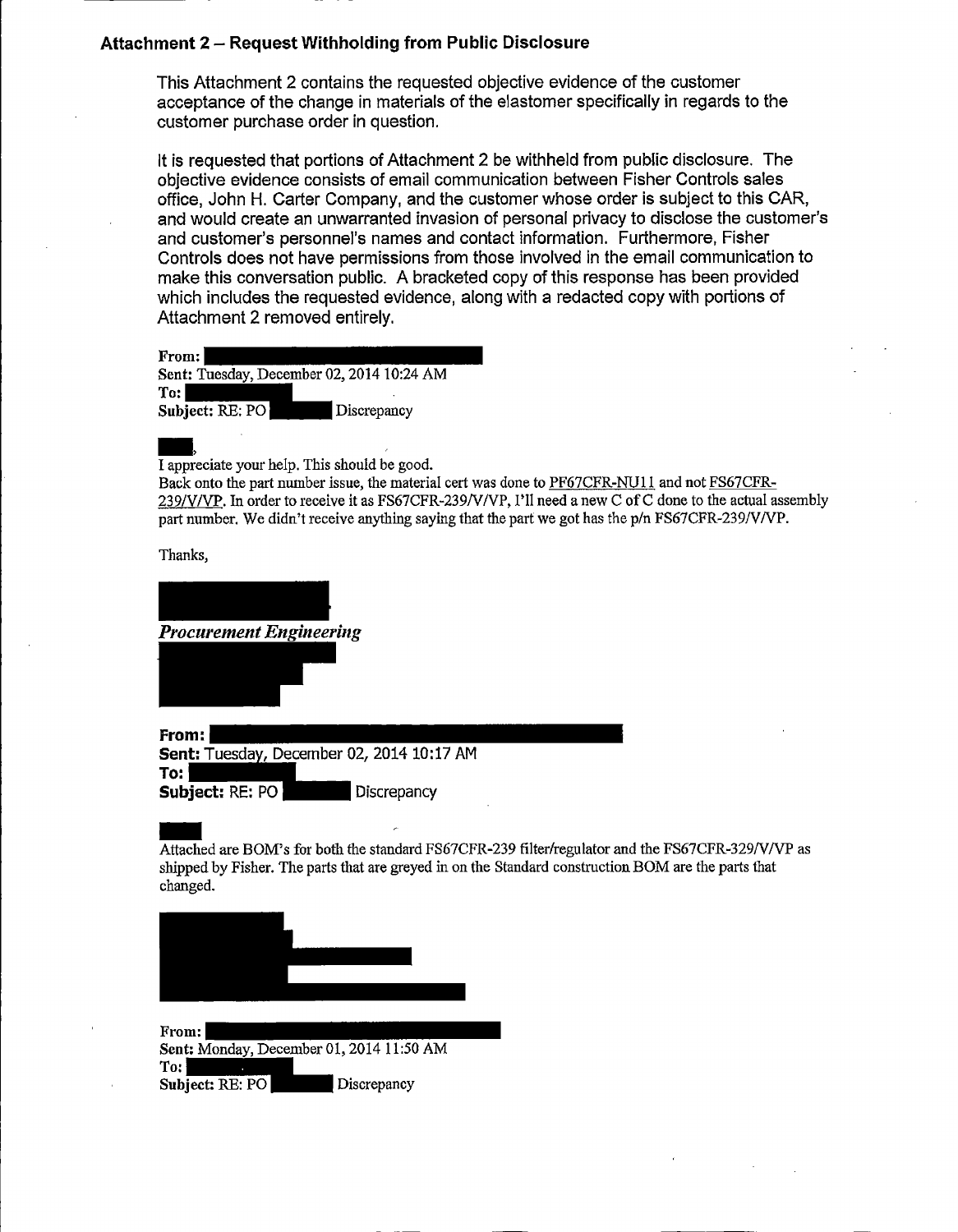### Attachment 2 – Request Withholding from Public Disclosure

This Attachment 2 contains the requested objective evidence of the customer acceptance of the change in materials of the elastomer specifically in regards to the customer purchase order in question.

It is requested that portions of Attachment 2 be withheld from public disclosure. The objective evidence consists of email communication between Fisher Controls sales office, John H. Carter Company, and the customer whose order is subject to this CAR, and would create an unwarranted invasion of personal privacy to disclose the customer's and customer's personnel's names and contact information. Furthermore, Fisher Controls does not have permissions from those involved in the email communication to make this conversation public. A bracketed copy of this response has been provided which includes the requested evidence, along with a redacted copy with portions of Attachment 2 removed entirely.

**From:**
**Sent:** Tuesday, December 02, 2014 10:24 AM
**To:**
**Subject:** RE: PO Discrepancy

,
I appreciate your help. This should be good.
Back onto the part number issue, the material cert was done to PF67CFR-NU11 and not FS67CFR-239/V/VP. In order to receive it as FS67CFR-239/V/VP, I'll need a new C of C done to the actual assembly part number. We didn't receive anything saying that the part we got has the p/n FS67CFR-239/V/VP.

Thanks,

*Procurement Engineering*

**From:**
**Sent:** Tuesday, December 02, 2014 10:17 AM
**To:**
**Subject:** RE: PO Discrepancy

Attached are BOM's for both the standard FS67CFR-239 filter/regulator and the FS67CFR-329/V/VP as shipped by Fisher. The parts that are greyed in on the Standard construction BOM are the parts that changed.

**From:**
**Sent:** Monday, December 01, 2014 11:50 AM
**To:**
**Subject:** RE: PO Discrepancy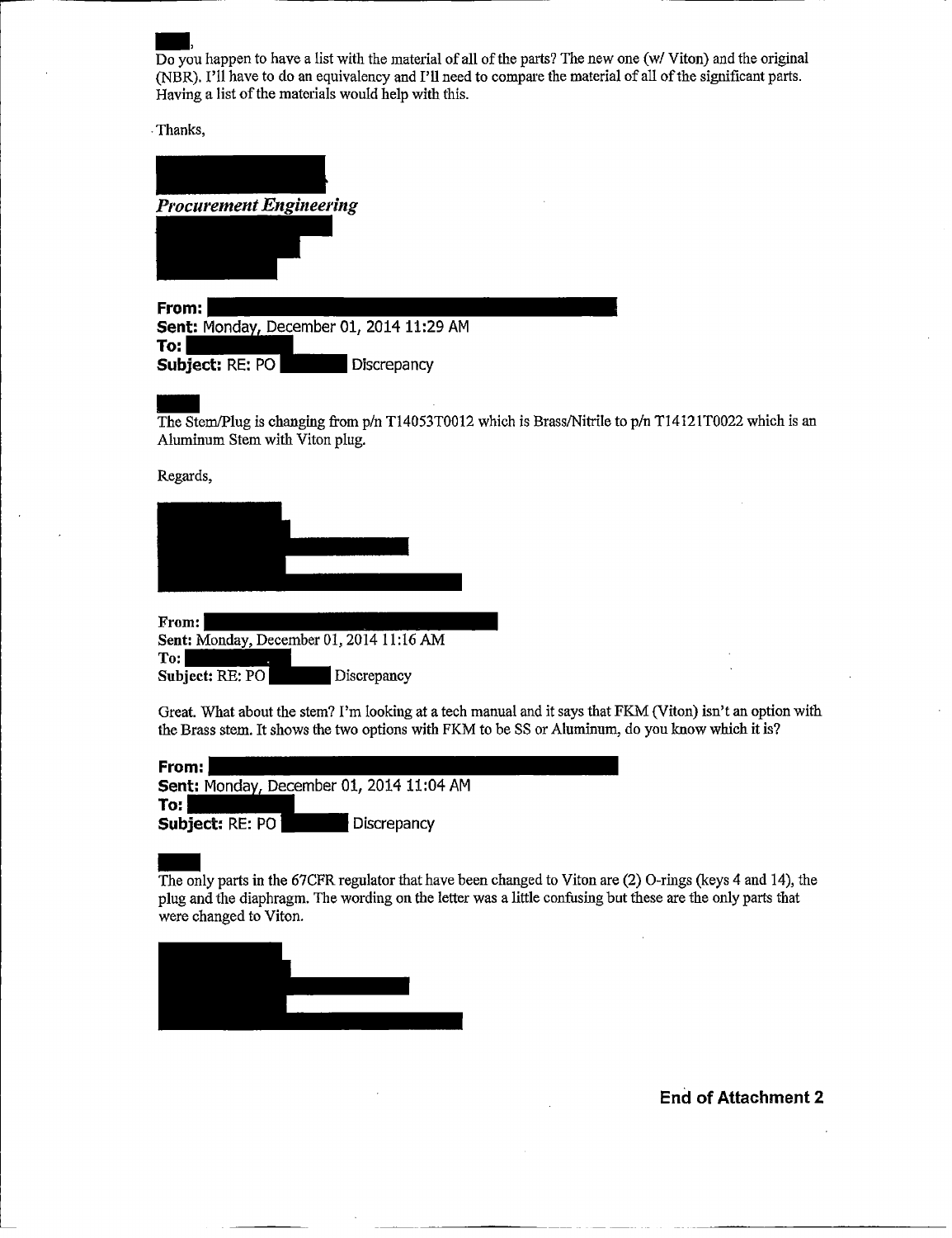Do you happen to have a list with the material of all of the parts? The new one (w/ Viton) and the original (NBR). I'll have to do an equivalency and I'll need to compare the material of all of the significant parts. Having a list of the materials would help with this.

Thanks,

*Procurement Engineering*

**From:**
**Sent:** Monday, December 01, 2014 11:29 AM
**To:**
**Subject:** RE: PO Discrepancy

The Stem/Plug is changing from p/n T14053T0012 which is Brass/Nitrile to p/n T14121T0022 which is an Aluminum Stem with Viton plug.

Regards,

**From:**
**Sent:** Monday, December 01, 2014 11:16 AM
**To:**
**Subject:** RE: PO Discrepancy

Great. What about the stem? I'm looking at a tech manual and it says that FKM (Viton) isn't an option with the Brass stem. It shows the two options with FKM to be SS or Aluminum, do you know which it is?

**From:**
**Sent:** Monday, December 01, 2014 11:04 AM
**To:**
**Subject:** RE: PO Discrepancy

The only parts in the 67CFR regulator that have been changed to Viton are (2) O-rings (keys 4 and 14), the plug and the diaphragm. The wording on the letter was a little confusing but these are the only parts that were changed to Viton.

**End of Attachment 2**